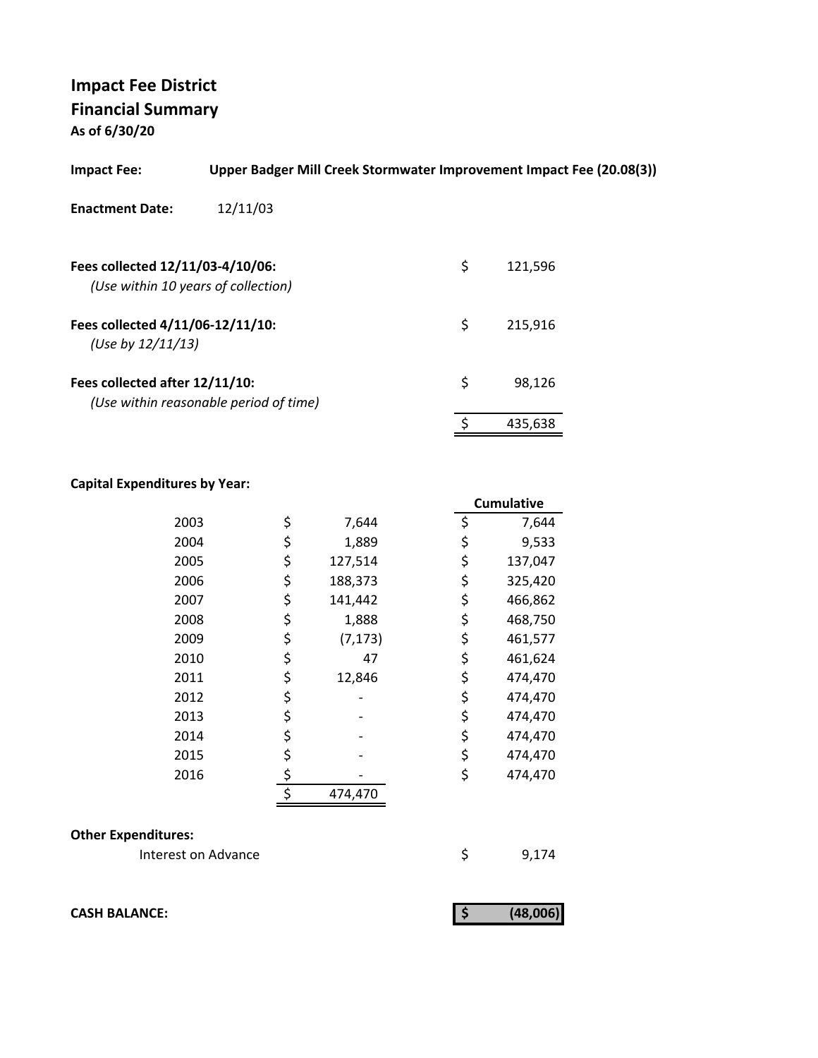# Impact Fee District

## Financial Summary

**As of 6/30/20**

**Impact Fee:** **Upper Badger Mill Creek Stormwater Improvement Impact Fee (20.08(3))**

**Enactment Date:** 12/11/03

| | | |
|---|---|---|
| **Fees collected 12/11/03-4/10/06:** *(Use within 10 years of collection)* | $ | 121,596 |
| **Fees collected 4/11/06-12/11/10:** *(Use by 12/11/13)* | $ | 215,916 |
| **Fees collected after 12/11/10:** *(Use within reasonable period of time)* | $ | 98,126 |
| | $ | 435,638 |

**Capital Expenditures by Year:**

| Year | | Amount | | Cumulative |
|---|---|---|---|---|
| 2003 | $ | 7,644 | $ | 7,644 |
| 2004 | $ | 1,889 | $ | 9,533 |
| 2005 | $ | 127,514 | $ | 137,047 |
| 2006 | $ | 188,373 | $ | 325,420 |
| 2007 | $ | 141,442 | $ | 466,862 |
| 2008 | $ | 1,888 | $ | 468,750 |
| 2009 | $ | (7,173) | $ | 461,577 |
| 2010 | $ | 47 | $ | 461,624 |
| 2011 | $ | 12,846 | $ | 474,470 |
| 2012 | $ | - | $ | 474,470 |
| 2013 | $ | - | $ | 474,470 |
| 2014 | $ | - | $ | 474,470 |
| 2015 | $ | - | $ | 474,470 |
| 2016 | $ | - | $ | 474,470 |
| | $ | 474,470 | | |

**Other Expenditures:**

| | | |
|---|---|---|
| Interest on Advance | $ | 9,174 |

| | | |
|---|---|---|
| **CASH BALANCE:** | **$** | **(48,006)** |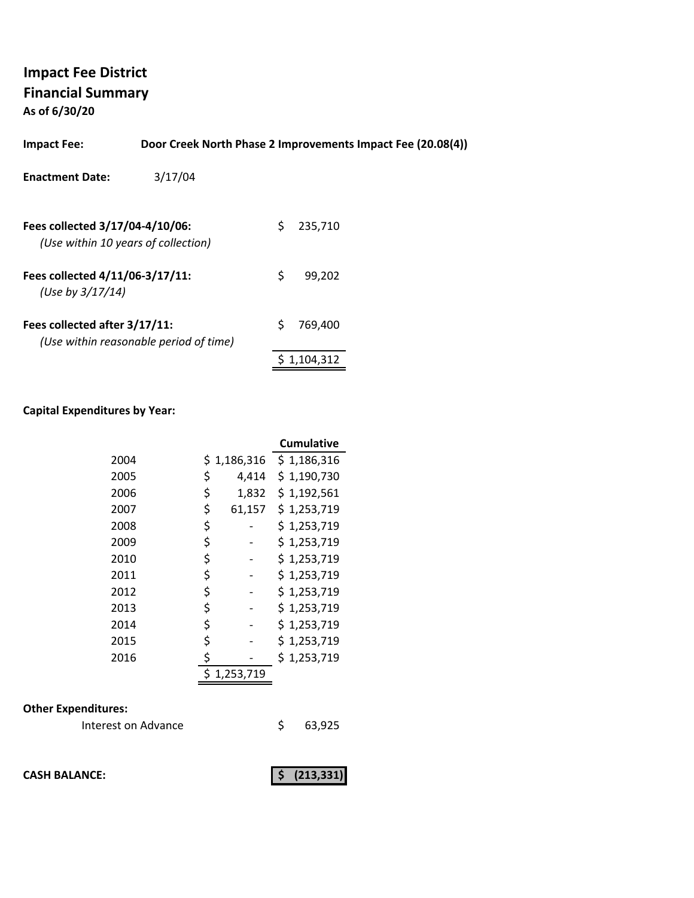# Impact Fee District
## Financial Summary
**As of 6/30/20**

**Impact Fee:** **Door Creek North Phase 2 Improvements Impact Fee (20.08(4))**

**Enactment Date:** 3/17/04

| | |
|---|---|
| **Fees collected 3/17/04-4/10/06:** *(Use within 10 years of collection)* | $ 235,710 |
| **Fees collected 4/11/06-3/17/11:** *(Use by 3/17/14)* | $ 99,202 |
| **Fees collected after 3/17/11:** *(Use within reasonable period of time)* | $ 769,400 |
| | $ 1,104,312 |

**Capital Expenditures by Year:**

| Year | | Cumulative |
|---|---|---|
| 2004 | $ 1,186,316 | $ 1,186,316 |
| 2005 | $ 4,414 | $ 1,190,730 |
| 2006 | $ 1,832 | $ 1,192,561 |
| 2007 | $ 61,157 | $ 1,253,719 |
| 2008 | $ - | $ 1,253,719 |
| 2009 | $ - | $ 1,253,719 |
| 2010 | $ - | $ 1,253,719 |
| 2011 | $ - | $ 1,253,719 |
| 2012 | $ - | $ 1,253,719 |
| 2013 | $ - | $ 1,253,719 |
| 2014 | $ - | $ 1,253,719 |
| 2015 | $ - | $ 1,253,719 |
| 2016 | $ - | $ 1,253,719 |
| | $ 1,253,719 | |

**Other Expenditures:**

| | |
|---|---|
| Interest on Advance | $ 63,925 |

**CASH BALANCE:** **$ (213,331)**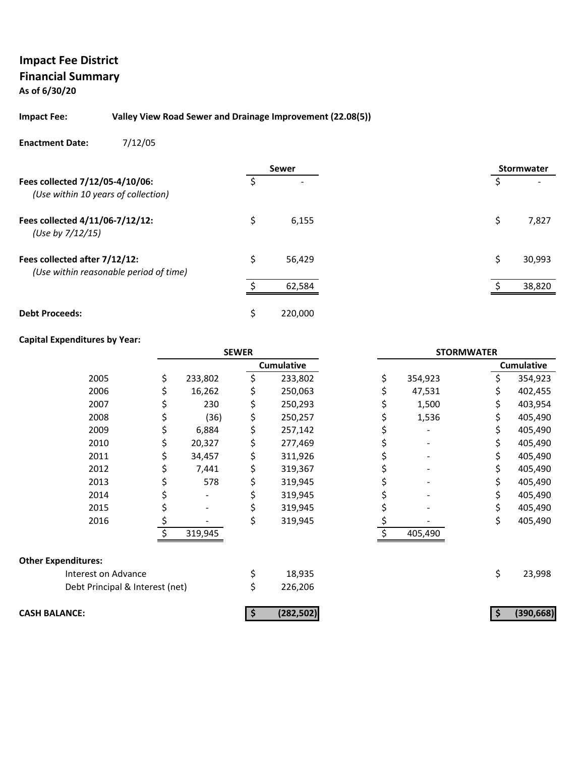# Impact Fee District
## Financial Summary
**As of 6/30/20**

**Impact Fee:** **Valley View Road Sewer and Drainage Improvement (22.08(5))**

**Enactment Date:** 7/12/05

| | Sewer | Stormwater |
|---|---|---|
| **Fees collected 7/12/05-4/10/06:** *(Use within 10 years of collection)* | $ - | $ - |
| **Fees collected 4/11/06-7/12/12:** *(Use by 7/12/15)* | $ 6,155 | $ 7,827 |
| **Fees collected after 7/12/12:** *(Use within reasonable period of time)* | $ 56,429 | $ 30,993 |
| | $ 62,584 | $ 38,820 |
| **Debt Proceeds:** | $ 220,000 | |

**Capital Expenditures by Year:**

| | SEWER | | STORMWATER | |
|---|---|---|---|---|
| | | Cumulative | | Cumulative |
| 2005 | $ 233,802 | $ 233,802 | $ 354,923 | $ 354,923 |
| 2006 | $ 16,262 | $ 250,063 | $ 47,531 | $ 402,455 |
| 2007 | $ 230 | $ 250,293 | $ 1,500 | $ 403,954 |
| 2008 | $ (36) | $ 250,257 | $ 1,536 | $ 405,490 |
| 2009 | $ 6,884 | $ 257,142 | $ - | $ 405,490 |
| 2010 | $ 20,327 | $ 277,469 | $ - | $ 405,490 |
| 2011 | $ 34,457 | $ 311,926 | $ - | $ 405,490 |
| 2012 | $ 7,441 | $ 319,367 | $ - | $ 405,490 |
| 2013 | $ 578 | $ 319,945 | $ - | $ 405,490 |
| 2014 | $ - | $ 319,945 | $ - | $ 405,490 |
| 2015 | $ - | $ 319,945 | $ - | $ 405,490 |
| 2016 | $ - | $ 319,945 | $ - | $ 405,490 |
| | $ 319,945 | | $ 405,490 | |

**Other Expenditures:**

| | Sewer | Stormwater |
|---|---|---|
| Interest on Advance | $ 18,935 | $ 23,998 |
| Debt Principal & Interest (net) | $ 226,206 | |
| **CASH BALANCE:** | **$ (282,502)** | **$ (390,668)** |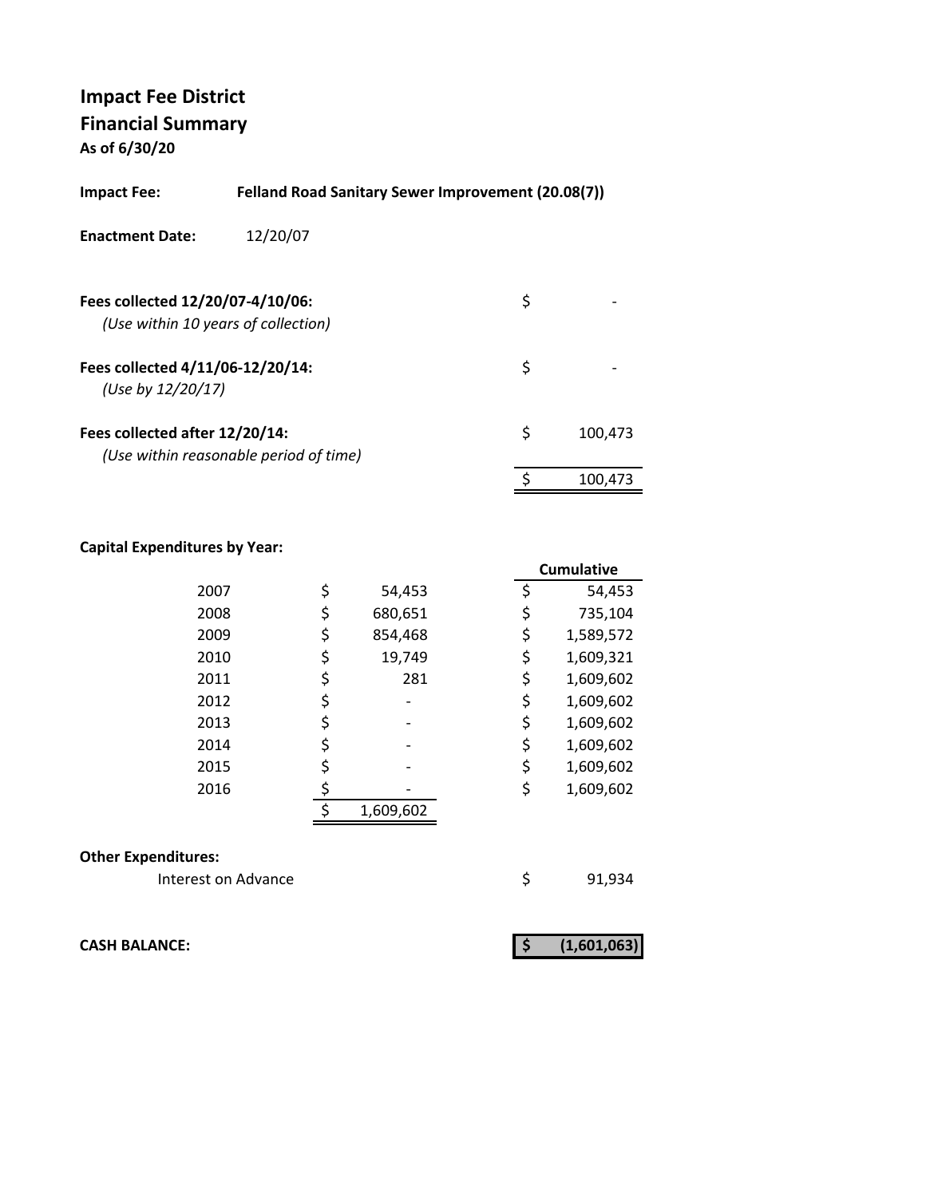# Impact Fee District
## Financial Summary
**As of 6/30/20**

**Impact Fee:** **Felland Road Sanitary Sewer Improvement (20.08(7))**

**Enactment Date:** 12/20/07

| | |
|---|---|
| **Fees collected 12/20/07-4/10/06:** *(Use within 10 years of collection)* | $ - |
| **Fees collected 4/11/06-12/20/14:** *(Use by 12/20/17)* | $ - |
| **Fees collected after 12/20/14:** *(Use within reasonable period of time)* | $ 100,473 |
| | $ 100,473 |

**Capital Expenditures by Year:**

| Year | Amount | Cumulative |
|---|---|---|
| 2007 | $ 54,453 | $ 54,453 |
| 2008 | $ 680,651 | $ 735,104 |
| 2009 | $ 854,468 | $ 1,589,572 |
| 2010 | $ 19,749 | $ 1,609,321 |
| 2011 | $ 281 | $ 1,609,602 |
| 2012 | $ - | $ 1,609,602 |
| 2013 | $ - | $ 1,609,602 |
| 2014 | $ - | $ 1,609,602 |
| 2015 | $ - | $ 1,609,602 |
| 2016 | $ - | $ 1,609,602 |
| | $ 1,609,602 | |

**Other Expenditures:**

| | |
|---|---|
| Interest on Advance | $ 91,934 |

| | |
|---|---|
| **CASH BALANCE:** | **$ (1,601,063)** |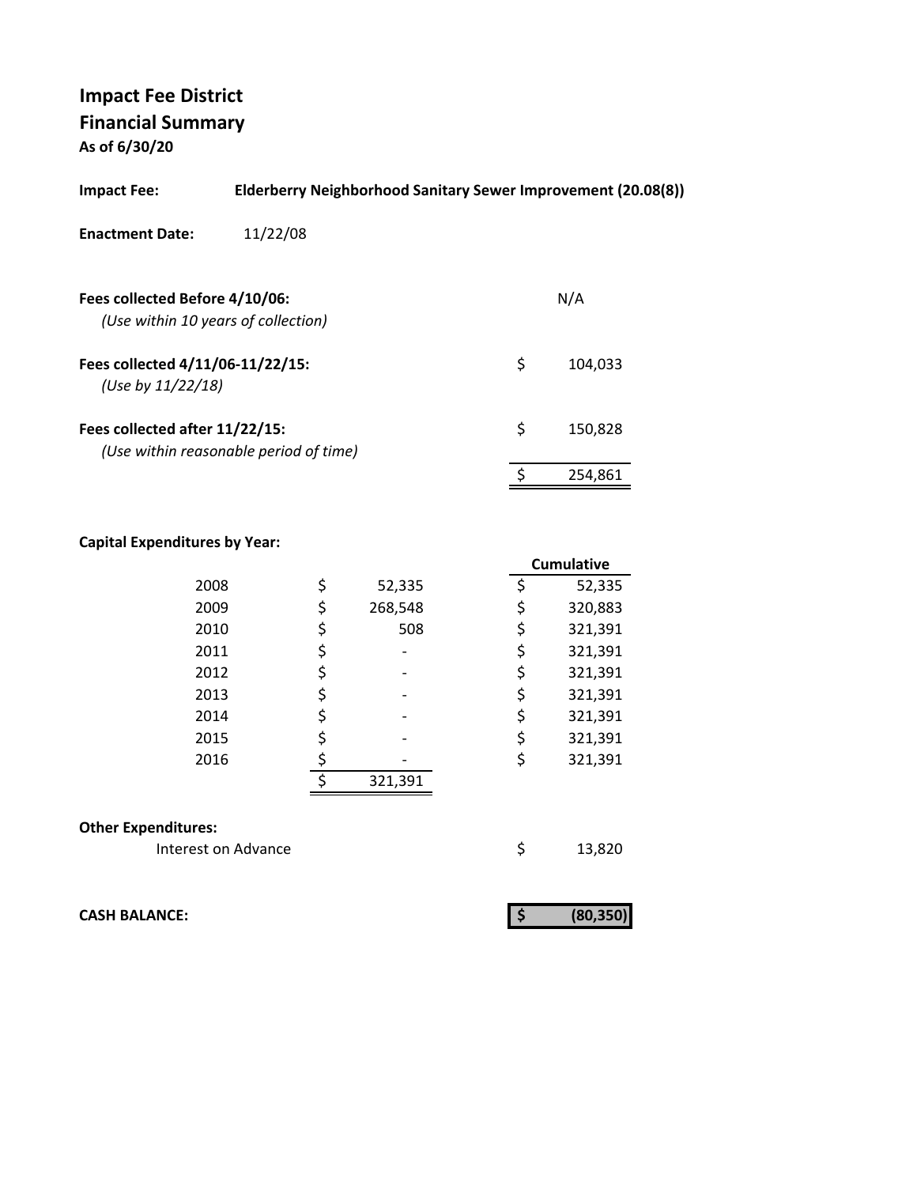# Impact Fee District
## Financial Summary
**As of 6/30/20**

**Impact Fee:** **Elderberry Neighborhood Sanitary Sewer Improvement (20.08(8))**

**Enactment Date:** 11/22/08

| | |
|---|---|
| **Fees collected Before 4/10/06:** *(Use within 10 years of collection)* | N/A |
| **Fees collected 4/11/06-11/22/15:** *(Use by 11/22/18)* | $ 104,033 |
| **Fees collected after 11/22/15:** *(Use within reasonable period of time)* | $ 150,828 |
| | $ 254,861 |

**Capital Expenditures by Year:**

| Year | Amount | Cumulative |
|---|---|---|
| 2008 | $ 52,335 | $ 52,335 |
| 2009 | $ 268,548 | $ 320,883 |
| 2010 | $ 508 | $ 321,391 |
| 2011 | $ - | $ 321,391 |
| 2012 | $ - | $ 321,391 |
| 2013 | $ - | $ 321,391 |
| 2014 | $ - | $ 321,391 |
| 2015 | $ - | $ 321,391 |
| 2016 | $ - | $ 321,391 |
| | $ 321,391 | |

**Other Expenditures:**

| | |
|---|---|
| Interest on Advance | $ 13,820 |

**CASH BALANCE:** **$ (80,350)**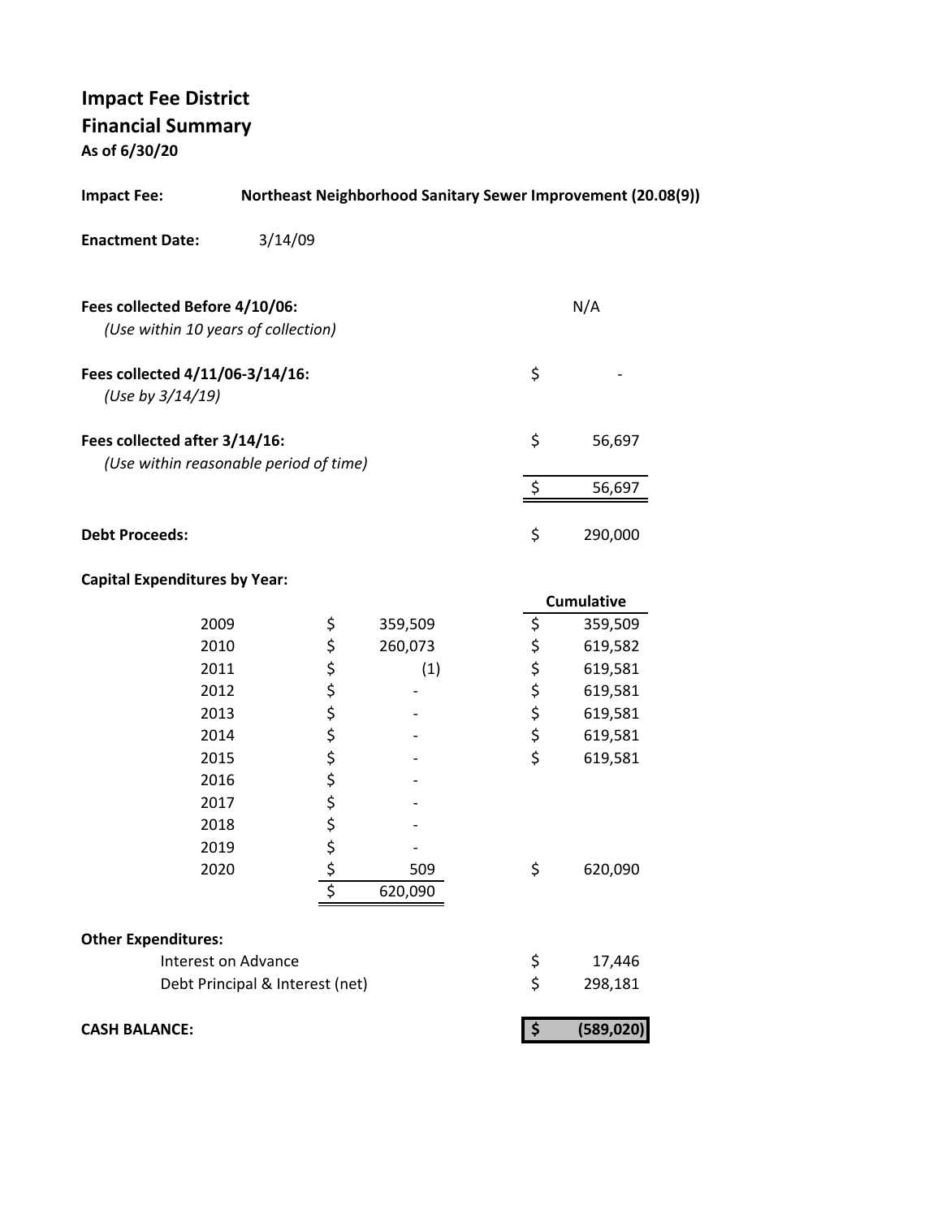# Impact Fee District
## Financial Summary
**As of 6/30/20**

**Impact Fee:** **Northeast Neighborhood Sanitary Sewer Improvement (20.08(9))**

**Enactment Date:** 3/14/09

| | | |
|---|---|---|
| **Fees collected Before 4/10/06:** *(Use within 10 years of collection)* | | N/A |
| **Fees collected 4/11/06-3/14/16:** *(Use by 3/14/19)* | $ | - |
| **Fees collected after 3/14/16:** *(Use within reasonable period of time)* | $ | 56,697 |
| | $ | 56,697 |
| **Debt Proceeds:** | $ | 290,000 |

**Capital Expenditures by Year:**

| Year | | Amount | | Cumulative |
|---|---|---|---|---|
| 2009 | $ | 359,509 | $ | 359,509 |
| 2010 | $ | 260,073 | $ | 619,582 |
| 2011 | $ | (1) | $ | 619,581 |
| 2012 | $ | - | $ | 619,581 |
| 2013 | $ | - | $ | 619,581 |
| 2014 | $ | - | $ | 619,581 |
| 2015 | $ | - | $ | 619,581 |
| 2016 | $ | - | | |
| 2017 | $ | - | | |
| 2018 | $ | - | | |
| 2019 | $ | - | | |
| 2020 | $ | 509 | $ | 620,090 |
| | $ | 620,090 | | |

**Other Expenditures:**

| | | |
|---|---|---|
| Interest on Advance | $ | 17,446 |
| Debt Principal & Interest (net) | $ | 298,181 |

| | | |
|---|---|---|
| **CASH BALANCE:** | **$** | **(589,020)** |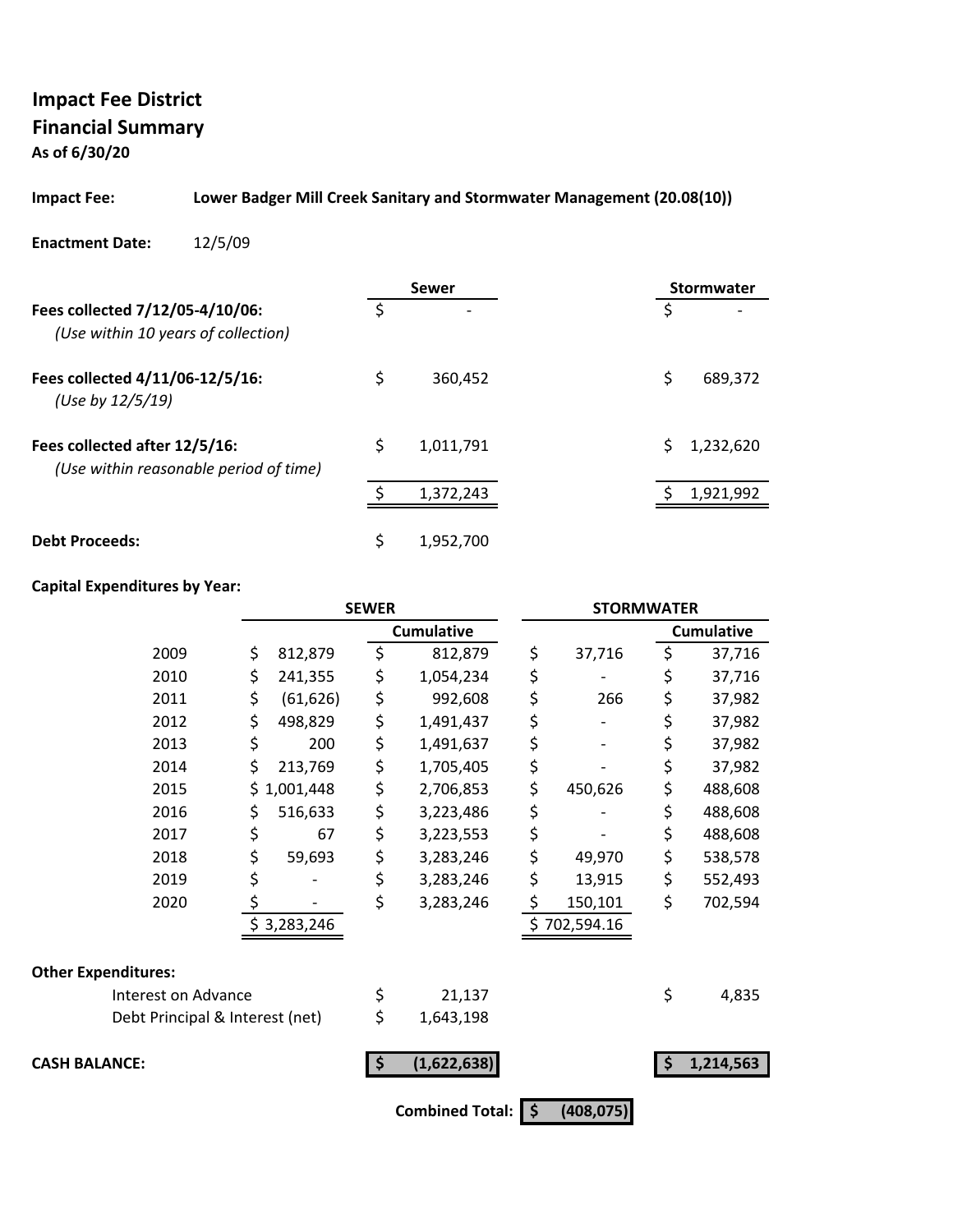**Impact Fee District**
**Financial Summary**
**As of 6/30/20**

**Impact Fee:** **Lower Badger Mill Creek Sanitary and Stormwater Management (20.08(10))**

**Enactment Date:** 12/5/09

| | Sewer | Stormwater |
|---|---|---|
| **Fees collected 7/12/05-4/10/06:** *(Use within 10 years of collection)* | $ - | $ - |
| **Fees collected 4/11/06-12/5/16:** *(Use by 12/5/19)* | $ 360,452 | $ 689,372 |
| **Fees collected after 12/5/16:** *(Use within reasonable period of time)* | $ 1,011,791 | $ 1,232,620 |
| | $ 1,372,243 | $ 1,921,992 |
| **Debt Proceeds:** | $ 1,952,700 | |

**Capital Expenditures by Year:**

| | SEWER | | STORMWATER | |
|---|---|---|---|---|
| | | Cumulative | | Cumulative |
| 2009 | $ 812,879 | $ 812,879 | $ 37,716 | $ 37,716 |
| 2010 | $ 241,355 | $ 1,054,234 | $ - | $ 37,716 |
| 2011 | $ (61,626) | $ 992,608 | $ 266 | $ 37,982 |
| 2012 | $ 498,829 | $ 1,491,437 | $ - | $ 37,982 |
| 2013 | $ 200 | $ 1,491,637 | $ - | $ 37,982 |
| 2014 | $ 213,769 | $ 1,705,405 | $ - | $ 37,982 |
| 2015 | $ 1,001,448 | $ 2,706,853 | $ 450,626 | $ 488,608 |
| 2016 | $ 516,633 | $ 3,223,486 | $ - | $ 488,608 |
| 2017 | $ 67 | $ 3,223,553 | $ - | $ 488,608 |
| 2018 | $ 59,693 | $ 3,283,246 | $ 49,970 | $ 538,578 |
| 2019 | $ - | $ 3,283,246 | $ 13,915 | $ 552,493 |
| 2020 | $ - | $ 3,283,246 | $ 150,101 | $ 702,594 |
| | $ 3,283,246 | | $ 702,594.16 | |

**Other Expenditures:**

| | Sewer | Stormwater |
|---|---|---|
| Interest on Advance | $ 21,137 | $ 4,835 |
| Debt Principal & Interest (net) | $ 1,643,198 | |
| **CASH BALANCE:** | **$ (1,622,638)** | **$ 1,214,563** |

**Combined Total:** **$ (408,075)**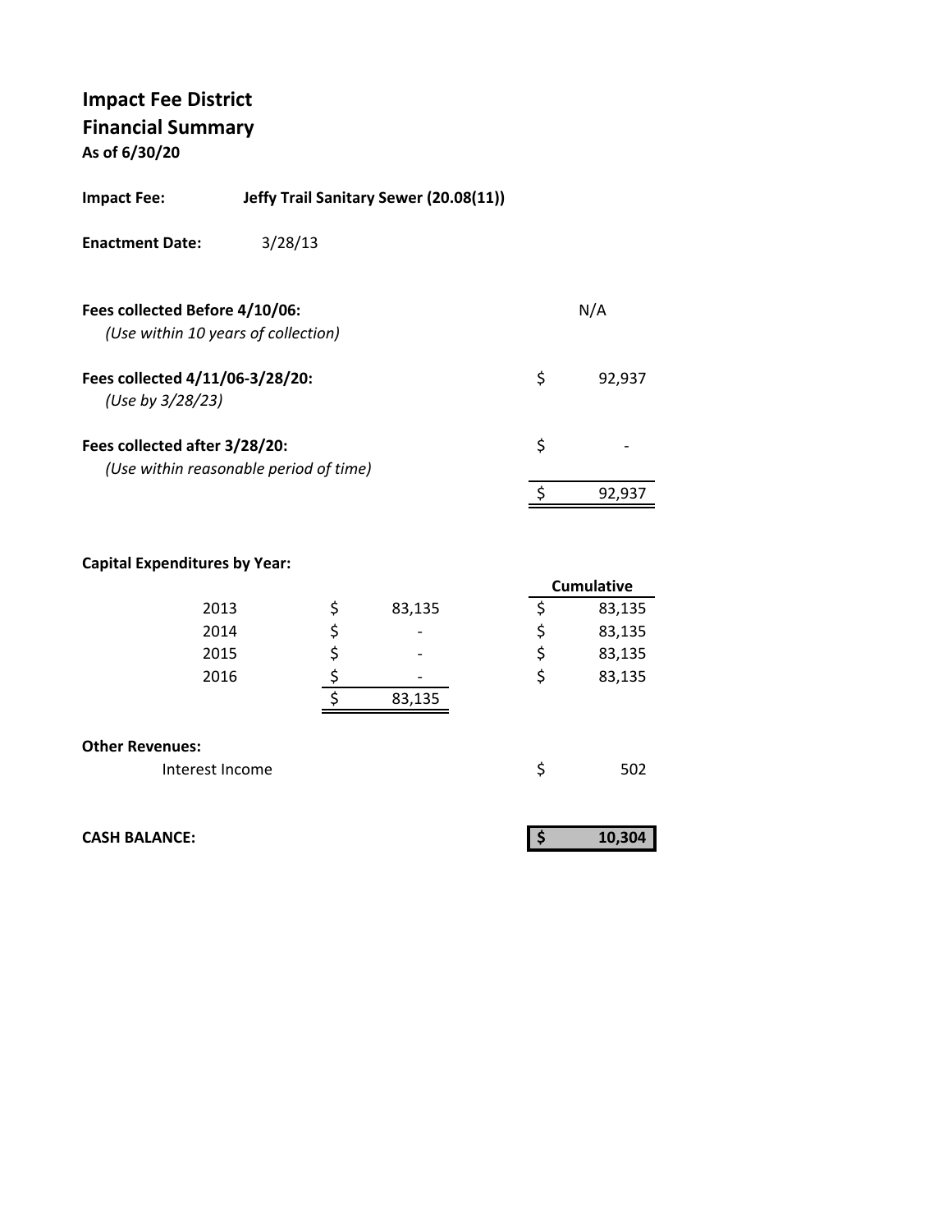# Impact Fee District
## Financial Summary
**As of 6/30/20**

**Impact Fee:** **Jeffy Trail Sanitary Sewer (20.08(11))**

**Enactment Date:** 3/28/13

| | | |
|---|---|---|
| **Fees collected Before 4/10/06:** *(Use within 10 years of collection)* | | N/A |
| **Fees collected 4/11/06-3/28/20:** *(Use by 3/28/23)* | $ | 92,937 |
| **Fees collected after 3/28/20:** *(Use within reasonable period of time)* | $ | - |
| | $ | 92,937 |

**Capital Expenditures by Year:**

| Year | | | | Cumulative |
|---|---|---|---|---|
| 2013 | $ | 83,135 | $ | 83,135 |
| 2014 | $ | - | $ | 83,135 |
| 2015 | $ | - | $ | 83,135 |
| 2016 | $ | - | $ | 83,135 |
| | $ | 83,135 | | |

**Other Revenues:**

| | | |
|---|---|---|
| Interest Income | $ | 502 |

| | | |
|---|---|---|
| **CASH BALANCE:** | **$** | **10,304** |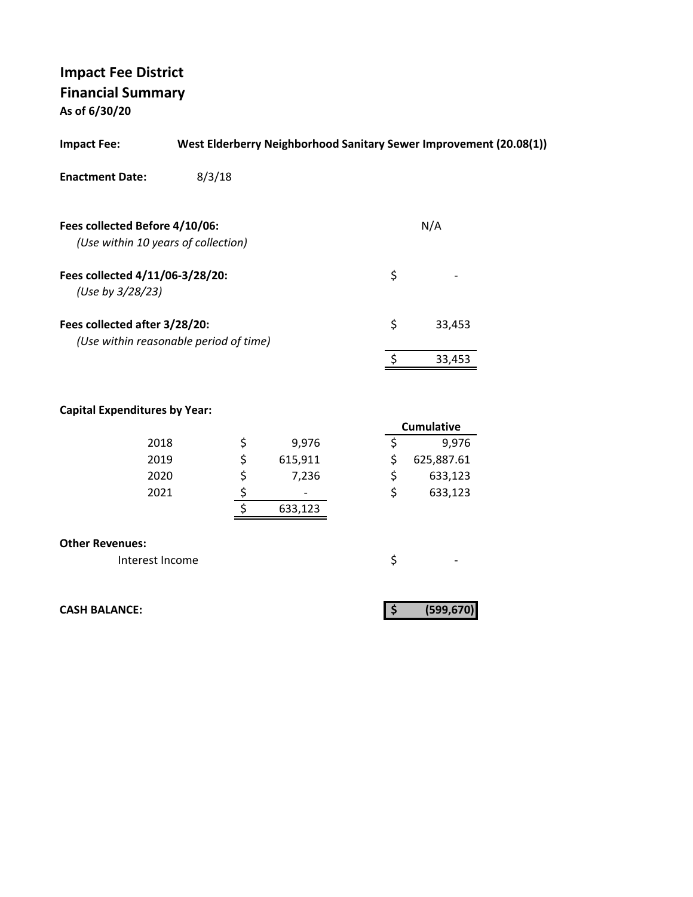# Impact Fee District
## Financial Summary
**As of 6/30/20**

**Impact Fee:** **West Elderberry Neighborhood Sanitary Sewer Improvement (20.08(1))**

**Enactment Date:** 8/3/18

| | |
|---|---|
| **Fees collected Before 4/10/06:** *(Use within 10 years of collection)* | N/A |
| **Fees collected 4/11/06-3/28/20:** *(Use by 3/28/23)* | $ - |
| **Fees collected after 3/28/20:** *(Use within reasonable period of time)* | $ 33,453 |
| | $ 33,453 |

**Capital Expenditures by Year:**

| Year | Amount | Cumulative |
|---|---|---|
| 2018 | $ 9,976 | $ 9,976 |
| 2019 | $ 615,911 | $ 625,887.61 |
| 2020 | $ 7,236 | $ 633,123 |
| 2021 | $ - | $ 633,123 |
| | $ 633,123 | |

**Other Revenues:**

| | |
|---|---|
| Interest Income | $ - |

**CASH BALANCE:** **$ (599,670)**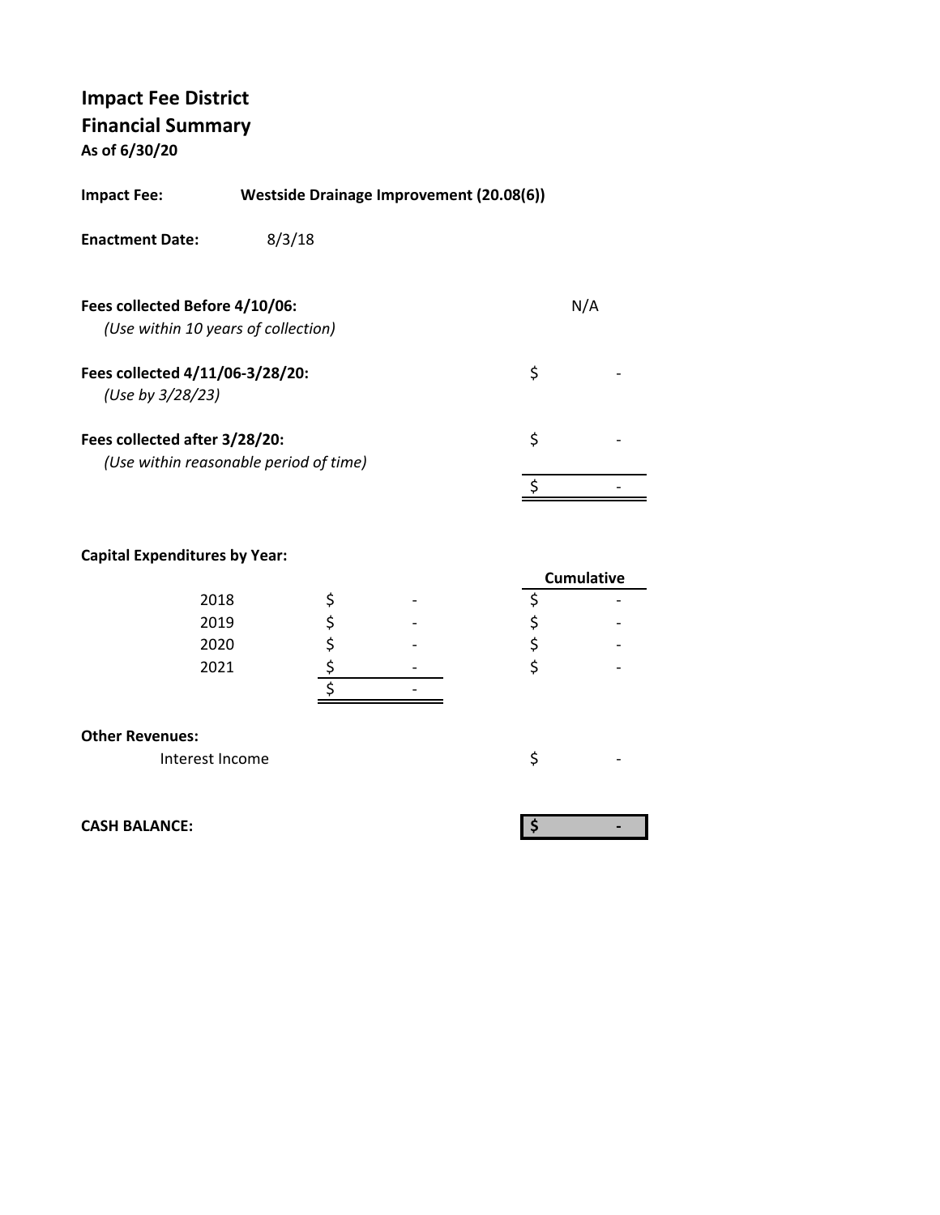# Impact Fee District

## Financial Summary

**As of 6/30/20**

**Impact Fee:** **Westside Drainage Improvement (20.08(6))**

**Enactment Date:** 8/3/18

| | |
|---|---|
| **Fees collected Before 4/10/06:** | N/A |
| *(Use within 10 years of collection)* | |
| **Fees collected 4/11/06-3/28/20:** | $ - |
| *(Use by 3/28/23)* | |
| **Fees collected after 3/28/20:** | $ - |
| *(Use within reasonable period of time)* | |
| | $ - |

**Capital Expenditures by Year:**

| | | Cumulative |
|---|---|---|
| 2018 | $ - | $ - |
| 2019 | $ - | $ - |
| 2020 | $ - | $ - |
| 2021 | $ - | $ - |
| | $ - | |

**Other Revenues:**

| | |
|---|---|
| Interest Income | $ - |

| | |
|---|---|
| **CASH BALANCE:** | **$ -** |